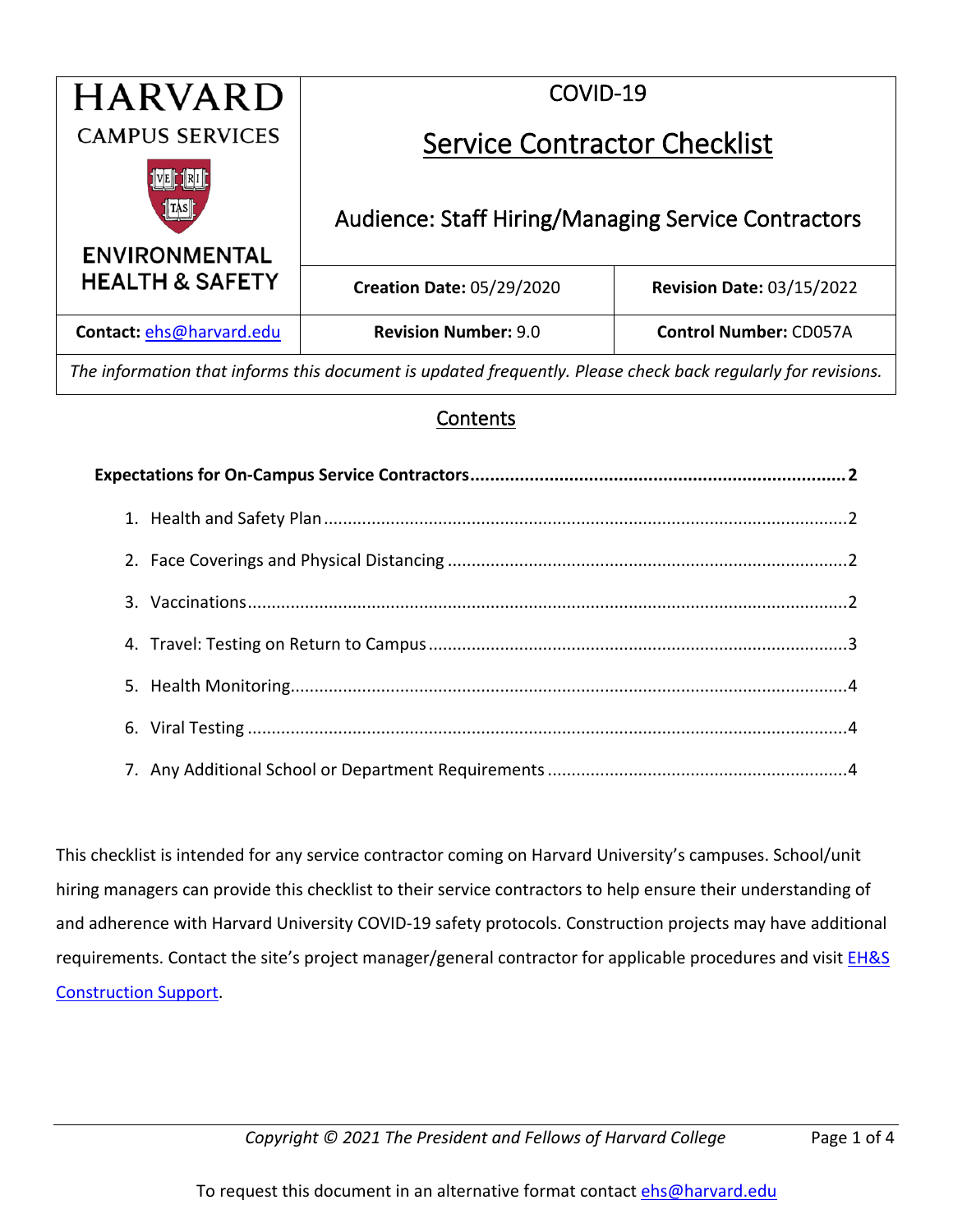| HARVARD CAMPUS SERVICES ENVIRONMENTAL HEALTH & SAFETY | COVID-19 Service Contractor Checklist Audience: Staff Hiring/Managing Service Contractors | |
|---|---|---|
| | **Creation Date:** 05/29/2020 | **Revision Date:** 03/15/2022 |
| **Contact:** ehs@harvard.edu | **Revision Number:** 9.0 | **Control Number:** CD057A |

*The information that informs this document is updated frequently. Please check back regularly for revisions.*

## Contents

**Expectations for On-Campus Service Contractors ........................................................................ 2**

1. Health and Safety Plan ........................................................................................................ 2
2. Face Coverings and Physical Distancing ............................................................................... 2
3. Vaccinations ......................................................................................................................... 2
4. Travel: Testing on Return to Campus ................................................................................... 3
5. Health Monitoring ................................................................................................................ 4
6. Viral Testing ......................................................................................................................... 4
7. Any Additional School or Department Requirements .......................................................... 4

This checklist is intended for any service contractor coming on Harvard University's campuses. School/unit hiring managers can provide this checklist to their service contractors to help ensure their understanding of and adherence with Harvard University COVID-19 safety protocols. Construction projects may have additional requirements. Contact the site's project manager/general contractor for applicable procedures and visit EH&S Construction Support.

*Copyright © 2021 The President and Fellows of Harvard College*

To request this document in an alternative format contact ehs@harvard.edu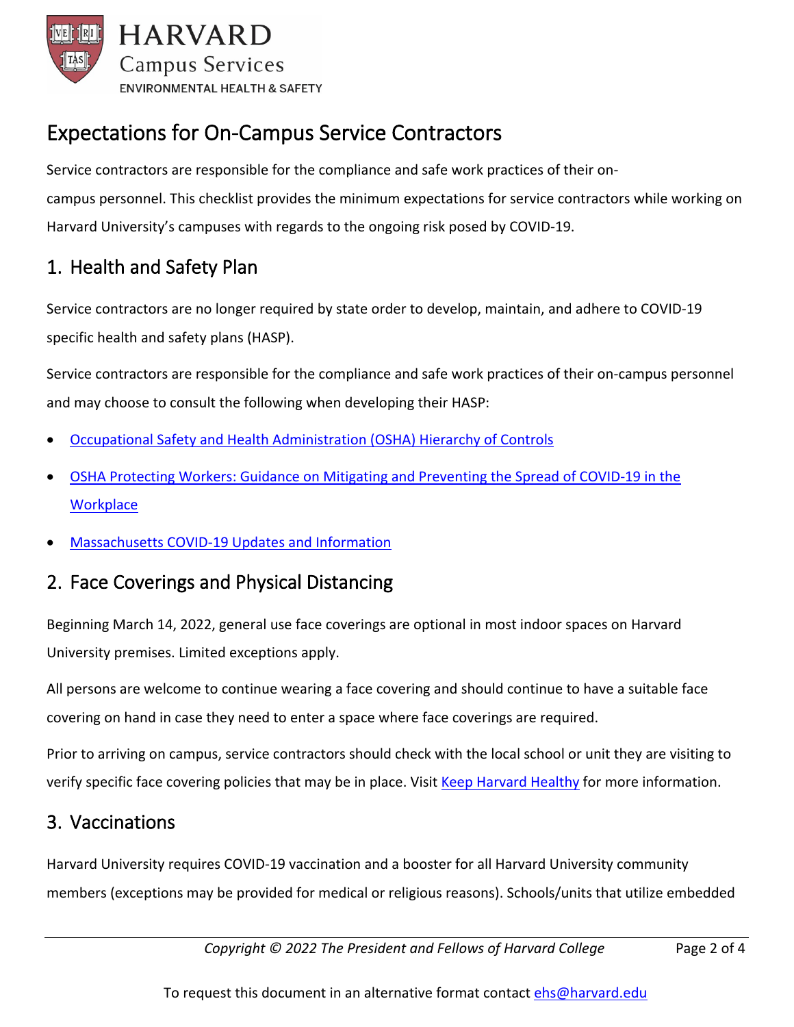# Expectations for On-Campus Service Contractors

Service contractors are responsible for the compliance and safe work practices of their on-campus personnel. This checklist provides the minimum expectations for service contractors while working on Harvard University's campuses with regards to the ongoing risk posed by COVID-19.

## 1. Health and Safety Plan

Service contractors are no longer required by state order to develop, maintain, and adhere to COVID-19 specific health and safety plans (HASP).

Service contractors are responsible for the compliance and safe work practices of their on-campus personnel and may choose to consult the following when developing their HASP:

- Occupational Safety and Health Administration (OSHA) Hierarchy of Controls
- OSHA Protecting Workers: Guidance on Mitigating and Preventing the Spread of COVID-19 in the Workplace
- Massachusetts COVID-19 Updates and Information

## 2. Face Coverings and Physical Distancing

Beginning March 14, 2022, general use face coverings are optional in most indoor spaces on Harvard University premises. Limited exceptions apply.

All persons are welcome to continue wearing a face covering and should continue to have a suitable face covering on hand in case they need to enter a space where face coverings are required.

Prior to arriving on campus, service contractors should check with the local school or unit they are visiting to verify specific face covering policies that may be in place. Visit Keep Harvard Healthy for more information.

## 3. Vaccinations

Harvard University requires COVID-19 vaccination and a booster for all Harvard University community members (exceptions may be provided for medical or religious reasons). Schools/units that utilize embedded

To request this document in an alternative format contact ehs@harvard.edu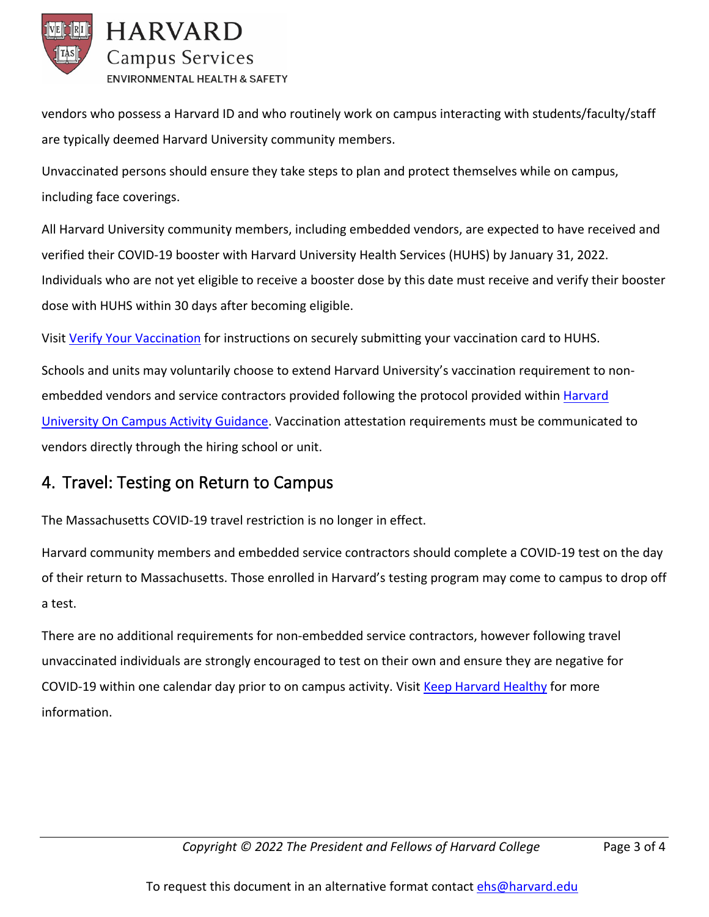vendors who possess a Harvard ID and who routinely work on campus interacting with students/faculty/staff are typically deemed Harvard University community members.

Unvaccinated persons should ensure they take steps to plan and protect themselves while on campus, including face coverings.

All Harvard University community members, including embedded vendors, are expected to have received and verified their COVID-19 booster with Harvard University Health Services (HUHS) by January 31, 2022. Individuals who are not yet eligible to receive a booster dose by this date must receive and verify their booster dose with HUHS within 30 days after becoming eligible.

Visit [Verify Your Vaccination]() for instructions on securely submitting your vaccination card to HUHS.

Schools and units may voluntarily choose to extend Harvard University's vaccination requirement to non-embedded vendors and service contractors provided following the protocol provided within [Harvard University On Campus Activity Guidance](). Vaccination attestation requirements must be communicated to vendors directly through the hiring school or unit.

## 4. Travel: Testing on Return to Campus

The Massachusetts COVID-19 travel restriction is no longer in effect.

Harvard community members and embedded service contractors should complete a COVID-19 test on the day of their return to Massachusetts. Those enrolled in Harvard's testing program may come to campus to drop off a test.

There are no additional requirements for non-embedded service contractors, however following travel unvaccinated individuals are strongly encouraged to test on their own and ensure they are negative for COVID-19 within one calendar day prior to on campus activity. Visit [Keep Harvard Healthy]() for more information.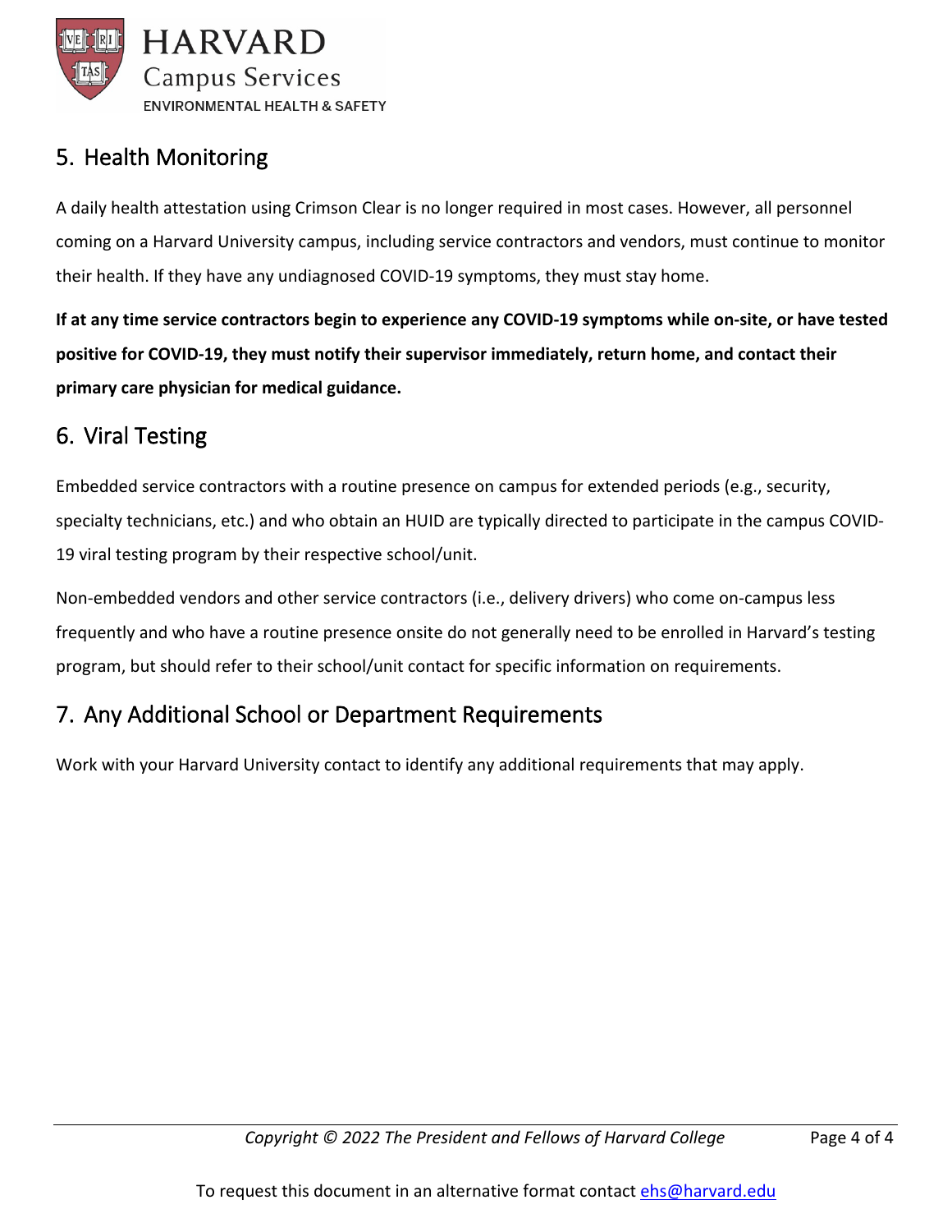## 5. Health Monitoring

A daily health attestation using Crimson Clear is no longer required in most cases. However, all personnel coming on a Harvard University campus, including service contractors and vendors, must continue to monitor their health. If they have any undiagnosed COVID-19 symptoms, they must stay home.

**If at any time service contractors begin to experience any COVID-19 symptoms while on-site, or have tested positive for COVID-19, they must notify their supervisor immediately, return home, and contact their primary care physician for medical guidance.**

## 6. Viral Testing

Embedded service contractors with a routine presence on campus for extended periods (e.g., security, specialty technicians, etc.) and who obtain an HUID are typically directed to participate in the campus COVID-19 viral testing program by their respective school/unit.

Non-embedded vendors and other service contractors (i.e., delivery drivers) who come on-campus less frequently and who have a routine presence onsite do not generally need to be enrolled in Harvard's testing program, but should refer to their school/unit contact for specific information on requirements.

## 7. Any Additional School or Department Requirements

Work with your Harvard University contact to identify any additional requirements that may apply.

*Copyright © 2022 The President and Fellows of Harvard College*

To request this document in an alternative format contact ehs@harvard.edu